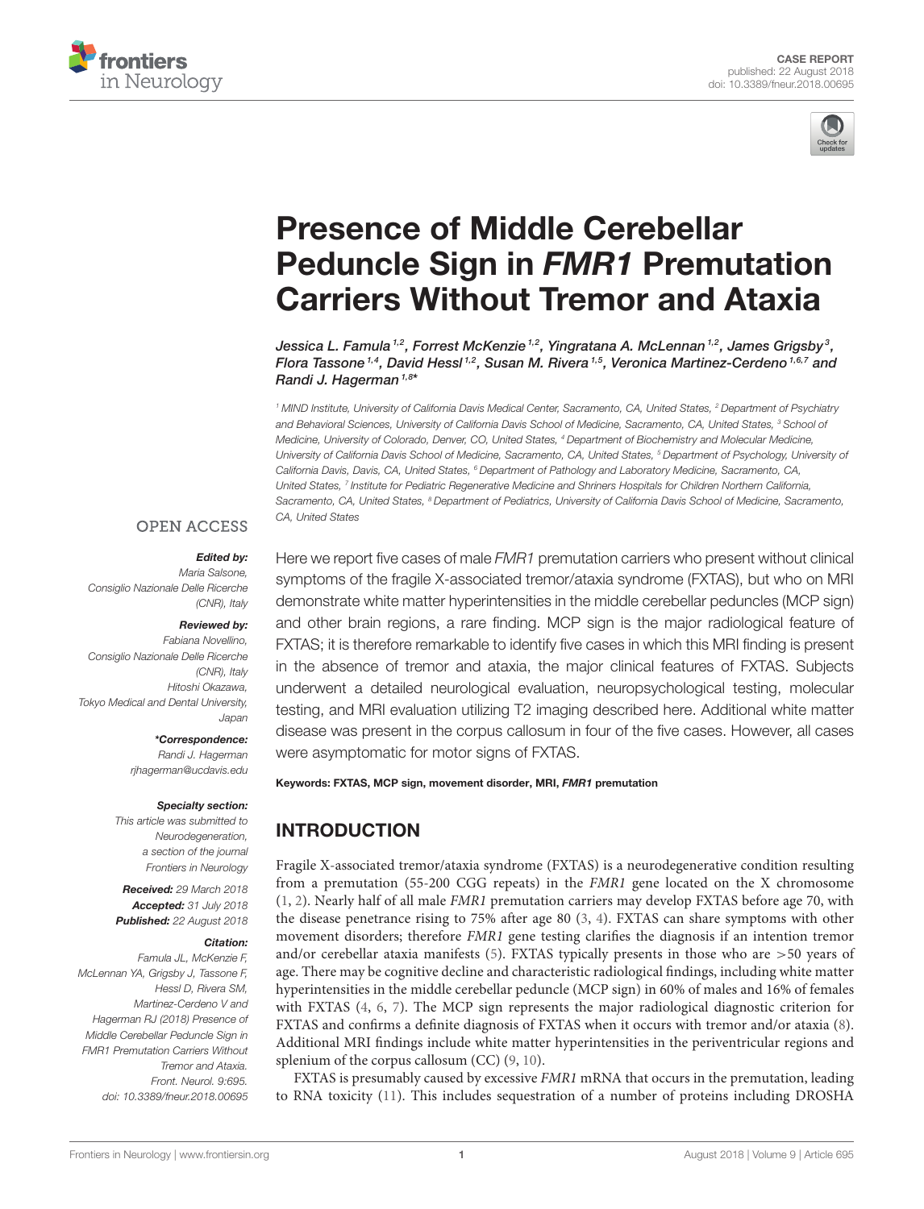CASE REPORT
published: 22 August 2018
doi: 10.3389/fneur.2018.00695

# Presence of Middle Cerebellar Peduncle Sign in *FMR1* Premutation Carriers Without Tremor and Ataxia

*Jessica L. Famula[1,2], Forrest McKenzie[1,2], Yingratana A. McLennan[1,2], James Grigsby[3], Flora Tassone[1,4], David Hessl[1,2], Susan M. Rivera[1,5], Veronica Martinez-Cerdeno[1,6,7] and Randi J. Hagerman[1,8]**

[1] MIND Institute, University of California Davis Medical Center, Sacramento, CA, United States, [2] Department of Psychiatry and Behavioral Sciences, University of California Davis School of Medicine, Sacramento, CA, United States, [3] School of Medicine, University of Colorado, Denver, CO, United States, [4] Department of Biochemistry and Molecular Medicine, University of California Davis School of Medicine, Sacramento, CA, United States, [5] Department of Psychology, University of California Davis, Davis, CA, United States, [6] Department of Pathology and Laboratory Medicine, Sacramento, CA, United States, [7] Institute for Pediatric Regenerative Medicine and Shriners Hospitals for Children Northern California, Sacramento, CA, United States, [8] Department of Pediatrics, University of California Davis School of Medicine, Sacramento, CA, United States

OPEN ACCESS

***Edited by:***
*Maria Salsone, Consiglio Nazionale Delle Ricerche (CNR), Italy*

***Reviewed by:***
*Fabiana Novellino, Consiglio Nazionale Delle Ricerche (CNR), Italy*
*Hitoshi Okazawa, Tokyo Medical and Dental University, Japan*

***\*Correspondence:***
*Randi J. Hagerman*
*rjhagerman@ucdavis.edu*

***Specialty section:***
*This article was submitted to Neurodegeneration, a section of the journal Frontiers in Neurology*

***Received:*** *29 March 2018*
***Accepted:*** *31 July 2018*
***Published:*** *22 August 2018*

***Citation:***
*Famula JL, McKenzie F, McLennan YA, Grigsby J, Tassone F, Hessl D, Rivera SM, Martinez-Cerdeno V and Hagerman RJ (2018) Presence of Middle Cerebellar Peduncle Sign in FMR1 Premutation Carriers Without Tremor and Ataxia. Front. Neurol. 9:695. doi: 10.3389/fneur.2018.00695*

Here we report five cases of male *FMR1* premutation carriers who present without clinical symptoms of the fragile X-associated tremor/ataxia syndrome (FXTAS), but who on MRI demonstrate white matter hyperintensities in the middle cerebellar peduncles (MCP sign) and other brain regions, a rare finding. MCP sign is the major radiological feature of FXTAS; it is therefore remarkable to identify five cases in which this MRI finding is present in the absence of tremor and ataxia, the major clinical features of FXTAS. Subjects underwent a detailed neurological evaluation, neuropsychological testing, molecular testing, and MRI evaluation utilizing T2 imaging described here. Additional white matter disease was present in the corpus callosum in four of the five cases. However, all cases were asymptomatic for motor signs of FXTAS.

**Keywords: FXTAS, MCP sign, movement disorder, MRI, *FMR1* premutation**

## INTRODUCTION

Fragile X-associated tremor/ataxia syndrome (FXTAS) is a neurodegenerative condition resulting from a premutation (55-200 CGG repeats) in the *FMR1* gene located on the X chromosome (1, 2). Nearly half of all male *FMR1* premutation carriers may develop FXTAS before age 70, with the disease penetrance rising to 75% after age 80 (3, 4). FXTAS can share symptoms with other movement disorders; therefore *FMR1* gene testing clarifies the diagnosis if an intention tremor and/or cerebellar ataxia manifests (5). FXTAS typically presents in those who are >50 years of age. There may be cognitive decline and characteristic radiological findings, including white matter hyperintensities in the middle cerebellar peduncle (MCP sign) in 60% of males and 16% of females with FXTAS (4, 6, 7). The MCP sign represents the major radiological diagnostic criterion for FXTAS and confirms a definite diagnosis of FXTAS when it occurs with tremor and/or ataxia (8). Additional MRI findings include white matter hyperintensities in the periventricular regions and splenium of the corpus callosum (CC) (9, 10).

FXTAS is presumably caused by excessive *FMR1* mRNA that occurs in the premutation, leading to RNA toxicity (11). This includes sequestration of a number of proteins including DROSHA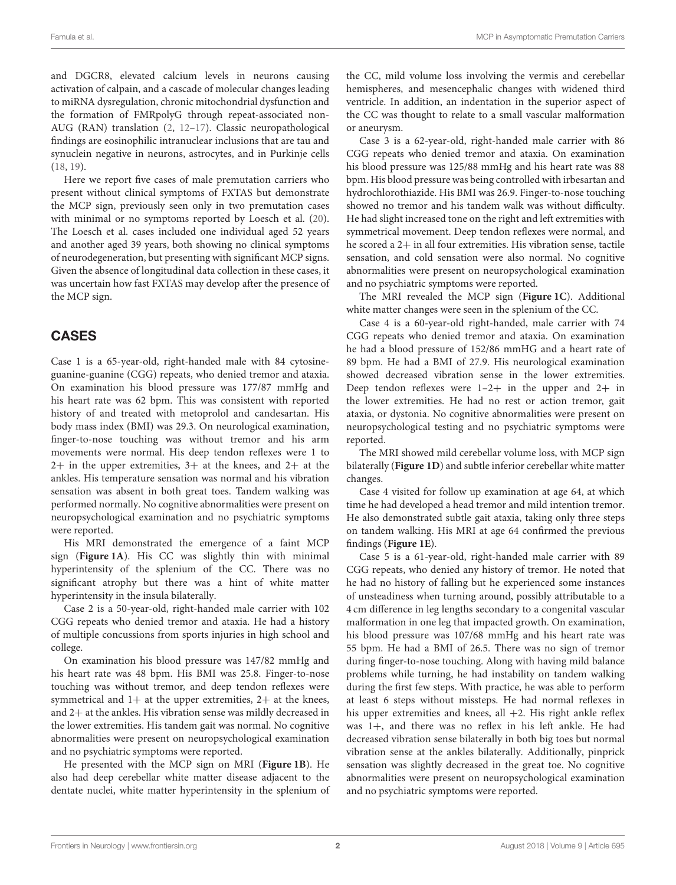and DGCR8, elevated calcium levels in neurons causing activation of calpain, and a cascade of molecular changes leading to miRNA dysregulation, chronic mitochondrial dysfunction and the formation of FMRpolyG through repeat-associated non-AUG (RAN) translation (2, 12–17). Classic neuropathological findings are eosinophilic intranuclear inclusions that are tau and synuclein negative in neurons, astrocytes, and in Purkinje cells (18, 19).

Here we report five cases of male premutation carriers who present without clinical symptoms of FXTAS but demonstrate the MCP sign, previously seen only in two premutation cases with minimal or no symptoms reported by Loesch et al. (20). The Loesch et al. cases included one individual aged 52 years and another aged 39 years, both showing no clinical symptoms of neurodegeneration, but presenting with significant MCP signs. Given the absence of longitudinal data collection in these cases, it was uncertain how fast FXTAS may develop after the presence of the MCP sign.

## CASES

Case 1 is a 65-year-old, right-handed male with 84 cytosine-guanine-guanine (CGG) repeats, who denied tremor and ataxia. On examination his blood pressure was 177/87 mmHg and his heart rate was 62 bpm. This was consistent with reported history of and treated with metoprolol and candesartan. His body mass index (BMI) was 29.3. On neurological examination, finger-to-nose touching was without tremor and his arm movements were normal. His deep tendon reflexes were 1 to 2+ in the upper extremities, 3+ at the knees, and 2+ at the ankles. His temperature sensation was normal and his vibration sensation was absent in both great toes. Tandem walking was performed normally. No cognitive abnormalities were present on neuropsychological examination and no psychiatric symptoms were reported.

His MRI demonstrated the emergence of a faint MCP sign (**Figure 1A**). His CC was slightly thin with minimal hyperintensity of the splenium of the CC. There was no significant atrophy but there was a hint of white matter hyperintensity in the insula bilaterally.

Case 2 is a 50-year-old, right-handed male carrier with 102 CGG repeats who denied tremor and ataxia. He had a history of multiple concussions from sports injuries in high school and college.

On examination his blood pressure was 147/82 mmHg and his heart rate was 48 bpm. His BMI was 25.8. Finger-to-nose touching was without tremor, and deep tendon reflexes were symmetrical and 1+ at the upper extremities, 2+ at the knees, and 2+ at the ankles. His vibration sense was mildly decreased in the lower extremities. His tandem gait was normal. No cognitive abnormalities were present on neuropsychological examination and no psychiatric symptoms were reported.

He presented with the MCP sign on MRI (**Figure 1B**). He also had deep cerebellar white matter disease adjacent to the dentate nuclei, white matter hyperintensity in the splenium of the CC, mild volume loss involving the vermis and cerebellar hemispheres, and mesencephalic changes with widened third ventricle. In addition, an indentation in the superior aspect of the CC was thought to relate to a small vascular malformation or aneurysm.

Case 3 is a 62-year-old, right-handed male carrier with 86 CGG repeats who denied tremor and ataxia. On examination his blood pressure was 125/88 mmHg and his heart rate was 88 bpm. His blood pressure was being controlled with irbesartan and hydrochlorothiazide. His BMI was 26.9. Finger-to-nose touching showed no tremor and his tandem walk was without difficulty. He had slight increased tone on the right and left extremities with symmetrical movement. Deep tendon reflexes were normal, and he scored a 2+ in all four extremities. His vibration sense, tactile sensation, and cold sensation were also normal. No cognitive abnormalities were present on neuropsychological examination and no psychiatric symptoms were reported.

The MRI revealed the MCP sign (**Figure 1C**). Additional white matter changes were seen in the splenium of the CC.

Case 4 is a 60-year-old right-handed, male carrier with 74 CGG repeats who denied tremor and ataxia. On examination he had a blood pressure of 152/86 mmHG and a heart rate of 89 bpm. He had a BMI of 27.9. His neurological examination showed decreased vibration sense in the lower extremities. Deep tendon reflexes were 1–2+ in the upper and 2+ in the lower extremities. He had no rest or action tremor, gait ataxia, or dystonia. No cognitive abnormalities were present on neuropsychological testing and no psychiatric symptoms were reported.

The MRI showed mild cerebellar volume loss, with MCP sign bilaterally (**Figure 1D**) and subtle inferior cerebellar white matter changes.

Case 4 visited for follow up examination at age 64, at which time he had developed a head tremor and mild intention tremor. He also demonstrated subtle gait ataxia, taking only three steps on tandem walking. His MRI at age 64 confirmed the previous findings (**Figure 1E**).

Case 5 is a 61-year-old, right-handed male carrier with 89 CGG repeats, who denied any history of tremor. He noted that he had no history of falling but he experienced some instances of unsteadiness when turning around, possibly attributable to a 4 cm difference in leg lengths secondary to a congenital vascular malformation in one leg that impacted growth. On examination, his blood pressure was 107/68 mmHg and his heart rate was 55 bpm. He had a BMI of 26.5. There was no sign of tremor during finger-to-nose touching. Along with having mild balance problems while turning, he had instability on tandem walking during the first few steps. With practice, he was able to perform at least 6 steps without missteps. He had normal reflexes in his upper extremities and knees, all +2. His right ankle reflex was 1+, and there was no reflex in his left ankle. He had decreased vibration sense bilaterally in both big toes but normal vibration sense at the ankles bilaterally. Additionally, pinprick sensation was slightly decreased in the great toe. No cognitive abnormalities were present on neuropsychological examination and no psychiatric symptoms were reported.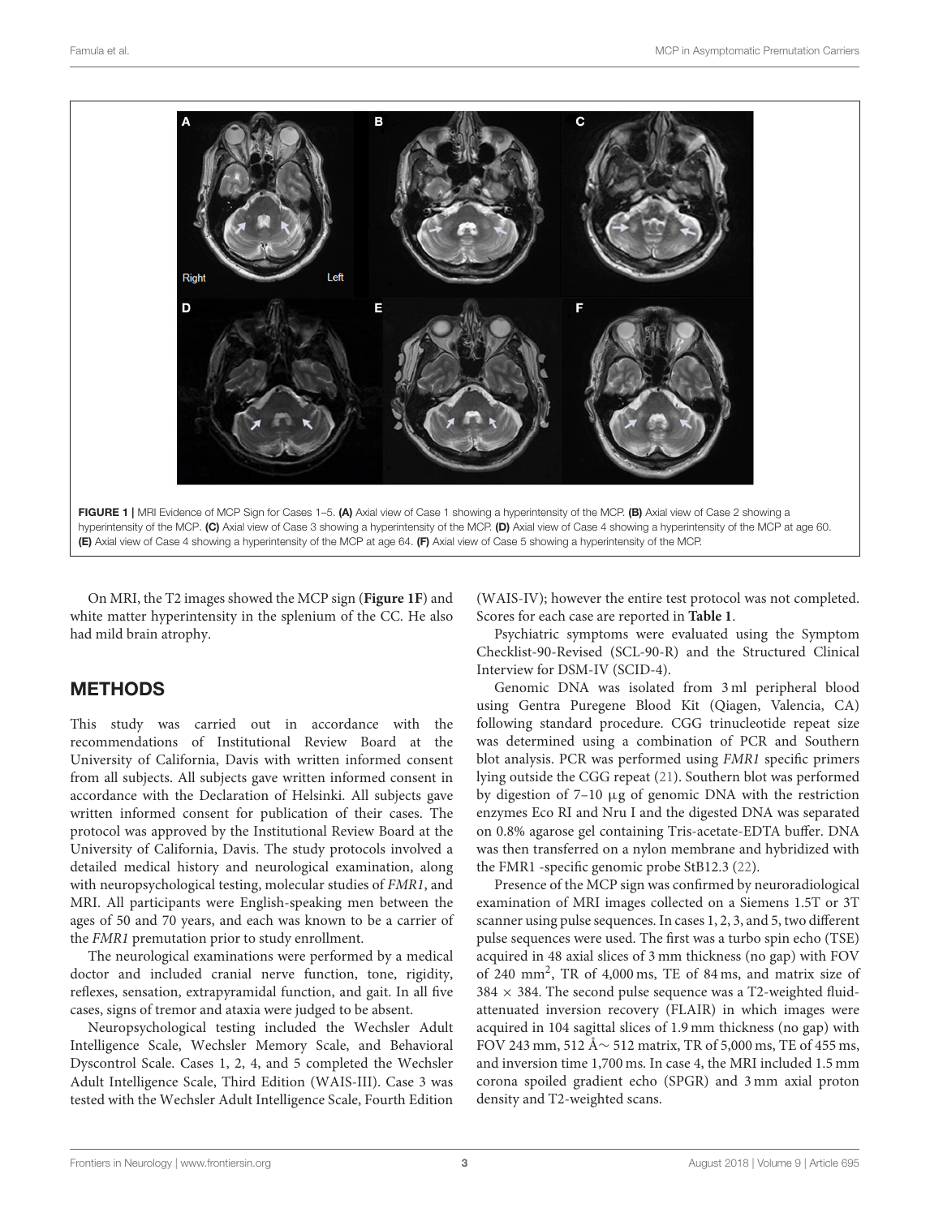FIGURE 1 | MRI Evidence of MCP Sign for Cases 1–5. **(A)** Axial view of Case 1 showing a hyperintensity of the MCP. **(B)** Axial view of Case 2 showing a hyperintensity of the MCP. **(C)** Axial view of Case 3 showing a hyperintensity of the MCP. **(D)** Axial view of Case 4 showing a hyperintensity of the MCP at age 60. **(E)** Axial view of Case 4 showing a hyperintensity of the MCP at age 64. **(F)** Axial view of Case 5 showing a hyperintensity of the MCP.

On MRI, the T2 images showed the MCP sign (**Figure 1F**) and white matter hyperintensity in the splenium of the CC. He also had mild brain atrophy.

## METHODS

This study was carried out in accordance with the recommendations of Institutional Review Board at the University of California, Davis with written informed consent from all subjects. All subjects gave written informed consent in accordance with the Declaration of Helsinki. All subjects gave written informed consent for publication of their cases. The protocol was approved by the Institutional Review Board at the University of California, Davis. The study protocols involved a detailed medical history and neurological examination, along with neuropsychological testing, molecular studies of *FMR1*, and MRI. All participants were English-speaking men between the ages of 50 and 70 years, and each was known to be a carrier of the *FMR1* premutation prior to study enrollment.

The neurological examinations were performed by a medical doctor and included cranial nerve function, tone, rigidity, reflexes, sensation, extrapyramidal function, and gait. In all five cases, signs of tremor and ataxia were judged to be absent.

Neuropsychological testing included the Wechsler Adult Intelligence Scale, Wechsler Memory Scale, and Behavioral Dyscontrol Scale. Cases 1, 2, 4, and 5 completed the Wechsler Adult Intelligence Scale, Third Edition (WAIS-III). Case 3 was tested with the Wechsler Adult Intelligence Scale, Fourth Edition (WAIS-IV); however the entire test protocol was not completed. Scores for each case are reported in **Table 1**.

Psychiatric symptoms were evaluated using the Symptom Checklist-90-Revised (SCL-90-R) and the Structured Clinical Interview for DSM-IV (SCID-4).

Genomic DNA was isolated from 3 ml peripheral blood using Gentra Puregene Blood Kit (Qiagen, Valencia, CA) following standard procedure. CGG trinucleotide repeat size was determined using a combination of PCR and Southern blot analysis. PCR was performed using *FMR1* specific primers lying outside the CGG repeat (21). Southern blot was performed by digestion of 7–10 μg of genomic DNA with the restriction enzymes Eco RI and Nru I and the digested DNA was separated on 0.8% agarose gel containing Tris-acetate-EDTA buffer. DNA was then transferred on a nylon membrane and hybridized with the FMR1 -specific genomic probe StB12.3 (22).

Presence of the MCP sign was confirmed by neuroradiological examination of MRI images collected on a Siemens 1.5T or 3T scanner using pulse sequences. In cases 1, 2, 3, and 5, two different pulse sequences were used. The first was a turbo spin echo (TSE) acquired in 48 axial slices of 3 mm thickness (no gap) with FOV of 240 $mm^2$, TR of 4,000 ms, TE of 84 ms, and matrix size of $384 \times 384$. The second pulse sequence was a T2-weighted fluid-attenuated inversion recovery (FLAIR) in which images were acquired in 104 sagittal slices of 1.9 mm thickness (no gap) with FOV 243 mm, 512 Å~ 512 matrix, TR of 5,000 ms, TE of 455 ms, and inversion time 1,700 ms. In case 4, the MRI included 1.5 mm corona spoiled gradient echo (SPGR) and 3 mm axial proton density and T2-weighted scans.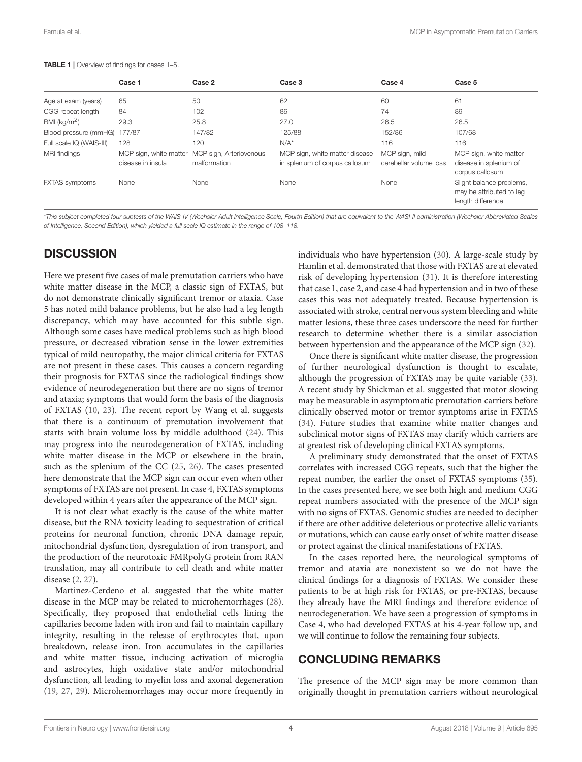**TABLE 1 |** Overview of findings for cases 1–5.

| | Case 1 | Case 2 | Case 3 | Case 4 | Case 5 |
|---|---|---|---|---|---|
| Age at exam (years) | 65 | 50 | 62 | 60 | 61 |
| CGG repeat length | 84 | 102 | 86 | 74 | 89 |
| BMI (kg/m$^2$) | 29.3 | 25.8 | 27.0 | 26.5 | 26.5 |
| Blood pressure (mmHG) | 177/87 | 147/82 | 125/88 | 152/86 | 107/68 |
| Full scale IQ (WAIS-III) | 128 | 120 | N/A* | 116 | 116 |
| MRI findings | MCP sign, white matter disease in insula | MCP sign, Arteriovenous malformation | MCP sign, white matter disease in splenium of corpus callosum | MCP sign, mild cerebellar volume loss | MCP sign, white matter disease in splenium of corpus callosum |
| FXTAS symptoms | None | None | None | None | Slight balance problems, may be attributed to leg length difference |

*This subject completed four subtests of the WAIS-IV (Wechsler Adult Intelligence Scale, Fourth Edition) that are equivalent to the WASI-II administration (Wechsler Abbreviated Scales of Intelligence, Second Edition), which yielded a full scale IQ estimate in the range of 108–118.*

## DISCUSSION

Here we present five cases of male premutation carriers who have white matter disease in the MCP, a classic sign of FXTAS, but do not demonstrate clinically significant tremor or ataxia. Case 5 has noted mild balance problems, but he also had a leg length discrepancy, which may have accounted for this subtle sign. Although some cases have medical problems such as high blood pressure, or decreased vibration sense in the lower extremities typical of mild neuropathy, the major clinical criteria for FXTAS are not present in these cases. This causes a concern regarding their prognosis for FXTAS since the radiological findings show evidence of neurodegeneration but there are no signs of tremor and ataxia; symptoms that would form the basis of the diagnosis of FXTAS (10, 23). The recent report by Wang et al. suggests that there is a continuum of premutation involvement that starts with brain volume loss by middle adulthood (24). This may progress into the neurodegeneration of FXTAS, including white matter disease in the MCP or elsewhere in the brain, such as the splenium of the CC (25, 26). The cases presented here demonstrate that the MCP sign can occur even when other symptoms of FXTAS are not present. In case 4, FXTAS symptoms developed within 4 years after the appearance of the MCP sign.

It is not clear what exactly is the cause of the white matter disease, but the RNA toxicity leading to sequestration of critical proteins for neuronal function, chronic DNA damage repair, mitochondrial dysfunction, dysregulation of iron transport, and the production of the neurotoxic FMRpolyG protein from RAN translation, may all contribute to cell death and white matter disease (2, 27).

Martinez-Cerdeno et al. suggested that the white matter disease in the MCP may be related to microhemorrhages (28). Specifically, they proposed that endothelial cells lining the capillaries become laden with iron and fail to maintain capillary integrity, resulting in the release of erythrocytes that, upon breakdown, release iron. Iron accumulates in the capillaries and white matter tissue, inducing activation of microglia and astrocytes, high oxidative state and/or mitochondrial dysfunction, all leading to myelin loss and axonal degeneration (19, 27, 29). Microhemorrhages may occur more frequently in individuals who have hypertension (30). A large-scale study by Hamlin et al. demonstrated that those with FXTAS are at elevated risk of developing hypertension (31). It is therefore interesting that case 1, case 2, and case 4 had hypertension and in two of these cases this was not adequately treated. Because hypertension is associated with stroke, central nervous system bleeding and white matter lesions, these three cases underscore the need for further research to determine whether there is a similar association between hypertension and the appearance of the MCP sign (32).

Once there is significant white matter disease, the progression of further neurological dysfunction is thought to escalate, although the progression of FXTAS may be quite variable (33). A recent study by Shickman et al. suggested that motor slowing may be measurable in asymptomatic premutation carriers before clinically observed motor or tremor symptoms arise in FXTAS (34). Future studies that examine white matter changes and subclinical motor signs of FXTAS may clarify which carriers are at greatest risk of developing clinical FXTAS symptoms.

A preliminary study demonstrated that the onset of FXTAS correlates with increased CGG repeats, such that the higher the repeat number, the earlier the onset of FXTAS symptoms (35). In the cases presented here, we see both high and medium CGG repeat numbers associated with the presence of the MCP sign with no signs of FXTAS. Genomic studies are needed to decipher if there are other additive deleterious or protective allelic variants or mutations, which can cause early onset of white matter disease or protect against the clinical manifestations of FXTAS.

In the cases reported here, the neurological symptoms of tremor and ataxia are nonexistent so we do not have the clinical findings for a diagnosis of FXTAS. We consider these patients to be at high risk for FXTAS, or pre-FXTAS, because they already have the MRI findings and therefore evidence of neurodegeneration. We have seen a progression of symptoms in Case 4, who had developed FXTAS at his 4-year follow up, and we will continue to follow the remaining four subjects.

## CONCLUDING REMARKS

The presence of the MCP sign may be more common than originally thought in premutation carriers without neurological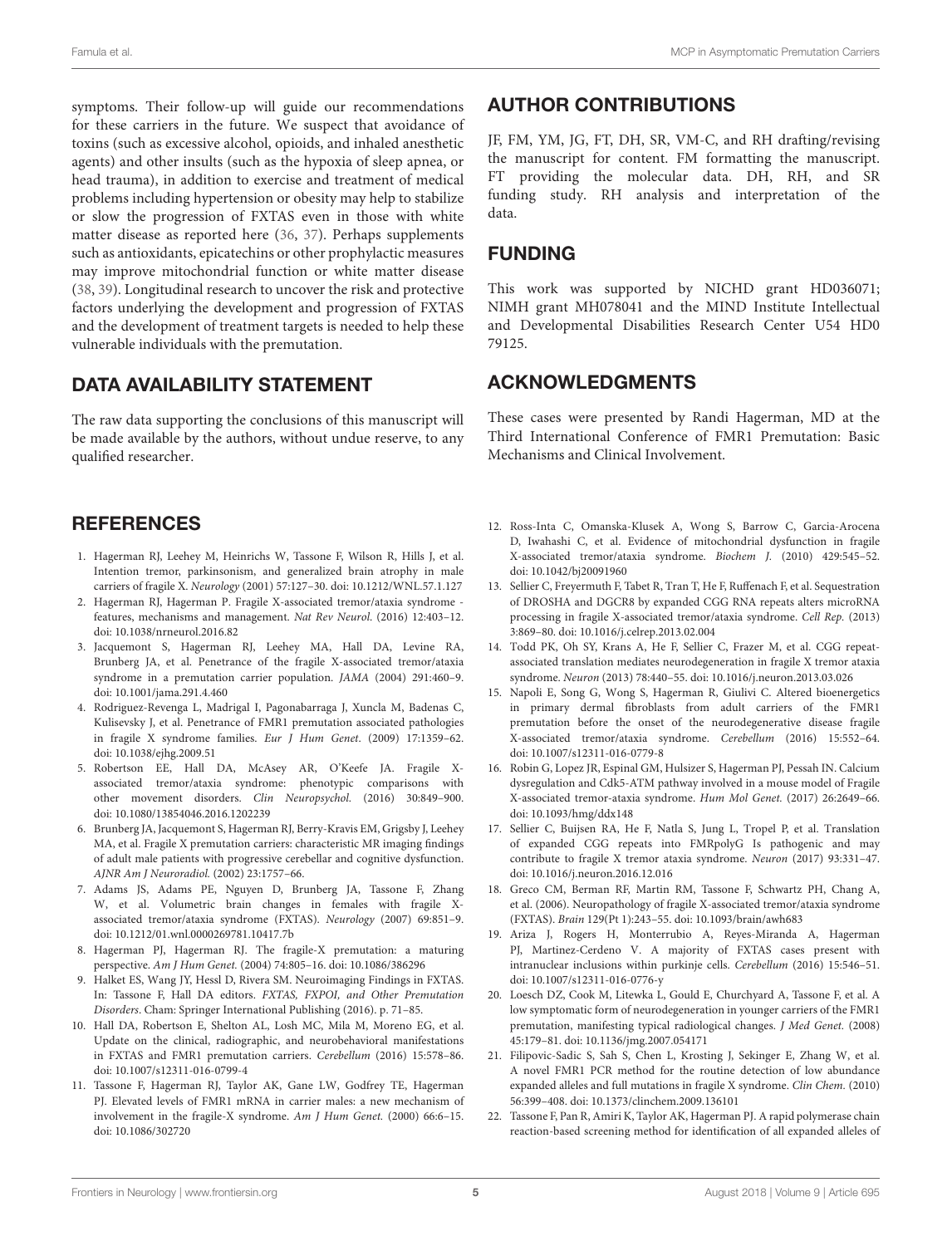symptoms. Their follow-up will guide our recommendations for these carriers in the future. We suspect that avoidance of toxins (such as excessive alcohol, opioids, and inhaled anesthetic agents) and other insults (such as the hypoxia of sleep apnea, or head trauma), in addition to exercise and treatment of medical problems including hypertension or obesity may help to stabilize or slow the progression of FXTAS even in those with white matter disease as reported here (36, 37). Perhaps supplements such as antioxidants, epicatechins or other prophylactic measures may improve mitochondrial function or white matter disease (38, 39). Longitudinal research to uncover the risk and protective factors underlying the development and progression of FXTAS and the development of treatment targets is needed to help these vulnerable individuals with the premutation.

## DATA AVAILABILITY STATEMENT

The raw data supporting the conclusions of this manuscript will be made available by the authors, without undue reserve, to any qualified researcher.

## AUTHOR CONTRIBUTIONS

JF, FM, YM, JG, FT, DH, SR, VM-C, and RH drafting/revising the manuscript for content. FM formatting the manuscript. FT providing the molecular data. DH, RH, and SR funding study. RH analysis and interpretation of the data.

## FUNDING

This work was supported by NICHD grant HD036071; NIMH grant MH078041 and the MIND Institute Intellectual and Developmental Disabilities Research Center U54 HD0 79125.

## ACKNOWLEDGMENTS

These cases were presented by Randi Hagerman, MD at the Third International Conference of FMR1 Premutation: Basic Mechanisms and Clinical Involvement.

## REFERENCES

1. Hagerman RJ, Leehey M, Heinrichs W, Tassone F, Wilson R, Hills J, et al. Intention tremor, parkinsonism, and generalized brain atrophy in male carriers of fragile X. *Neurology* (2001) 57:127–30. doi: 10.1212/WNL.57.1.127
2. Hagerman RJ, Hagerman P. Fragile X-associated tremor/ataxia syndrome - features, mechanisms and management. *Nat Rev Neurol*. (2016) 12:403–12. doi: 10.1038/nrneurol.2016.82
3. Jacquemont S, Hagerman RJ, Leehey MA, Hall DA, Levine RA, Brunberg JA, et al. Penetrance of the fragile X-associated tremor/ataxia syndrome in a premutation carrier population. *JAMA* (2004) 291:460–9. doi: 10.1001/jama.291.4.460
4. Rodriguez-Revenga L, Madrigal I, Pagonabarraga J, Xuncla M, Badenas C, Kulisevsky J, et al. Penetrance of FMR1 premutation associated pathologies in fragile X syndrome families. *Eur J Hum Genet*. (2009) 17:1359–62. doi: 10.1038/ejhg.2009.51
5. Robertson EE, Hall DA, McAsey AR, O'Keefe JA. Fragile X-associated tremor/ataxia syndrome: phenotypic comparisons with other movement disorders. *Clin Neuropsychol.* (2016) 30:849–900. doi: 10.1080/13854046.2016.1202239
6. Brunberg JA, Jacquemont S, Hagerman RJ, Berry-Kravis EM, Grigsby J, Leehey MA, et al. Fragile X premutation carriers: characteristic MR imaging findings of adult male patients with progressive cerebellar and cognitive dysfunction. *AJNR Am J Neuroradiol.* (2002) 23:1757–66.
7. Adams JS, Adams PE, Nguyen D, Brunberg JA, Tassone F, Zhang W, et al. Volumetric brain changes in females with fragile X-associated tremor/ataxia syndrome (FXTAS). *Neurology* (2007) 69:851–9. doi: 10.1212/01.wnl.0000269781.10417.7b
8. Hagerman PJ, Hagerman RJ. The fragile-X premutation: a maturing perspective. *Am J Hum Genet.* (2004) 74:805–16. doi: 10.1086/386296
9. Halket ES, Wang JY, Hessl D, Rivera SM. Neuroimaging Findings in FXTAS. In: Tassone F, Hall DA editors. *FXTAS, FXPOI, and Other Premutation Disorders*. Cham: Springer International Publishing (2016). p. 71–85.
10. Hall DA, Robertson E, Shelton AL, Losh MC, Mila M, Moreno EG, et al. Update on the clinical, radiographic, and neurobehavioral manifestations in FXTAS and FMR1 premutation carriers. *Cerebellum* (2016) 15:578–86. doi: 10.1007/s12311-016-0799-4
11. Tassone F, Hagerman RJ, Taylor AK, Gane LW, Godfrey TE, Hagerman PJ. Elevated levels of FMR1 mRNA in carrier males: a new mechanism of involvement in the fragile-X syndrome. *Am J Hum Genet.* (2000) 66:6–15. doi: 10.1086/302720
12. Ross-Inta C, Omanska-Klusek A, Wong S, Barrow C, Garcia-Arocena D, Iwahashi C, et al. Evidence of mitochondrial dysfunction in fragile X-associated tremor/ataxia syndrome. *Biochem J.* (2010) 429:545–52. doi: 10.1042/bj20091960
13. Sellier C, Freyermuth F, Tabet R, Tran T, He F, Ruffenach F, et al. Sequestration of DROSHA and DGCR8 by expanded CGG RNA repeats alters microRNA processing in fragile X-associated tremor/ataxia syndrome. *Cell Rep.* (2013) 3:869–80. doi: 10.1016/j.celrep.2013.02.004
14. Todd PK, Oh SY, Krans A, He F, Sellier C, Frazer M, et al. CGG repeat-associated translation mediates neurodegeneration in fragile X tremor ataxia syndrome. *Neuron* (2013) 78:440–55. doi: 10.1016/j.neuron.2013.03.026
15. Napoli E, Song G, Wong S, Hagerman R, Giulivi C. Altered bioenergetics in primary dermal fibroblasts from adult carriers of the FMR1 premutation before the onset of the neurodegenerative disease fragile X-associated tremor/ataxia syndrome. *Cerebellum* (2016) 15:552–64. doi: 10.1007/s12311-016-0779-8
16. Robin G, Lopez JR, Espinal GM, Hulsizer S, Hagerman PJ, Pessah IN. Calcium dysregulation and Cdk5-ATM pathway involved in a mouse model of Fragile X-associated tremor-ataxia syndrome. *Hum Mol Genet.* (2017) 26:2649–66. doi: 10.1093/hmg/ddx148
17. Sellier C, Buijsen RA, He F, Natla S, Jung L, Tropel P, et al. Translation of expanded CGG repeats into FMRpolyG Is pathogenic and may contribute to fragile X tremor ataxia syndrome. *Neuron* (2017) 93:331–47. doi: 10.1016/j.neuron.2016.12.016
18. Greco CM, Berman RF, Martin RM, Tassone F, Schwartz PH, Chang A, et al. (2006). Neuropathology of fragile X-associated tremor/ataxia syndrome (FXTAS). *Brain* 129(Pt 1):243–55. doi: 10.1093/brain/awh683
19. Ariza J, Rogers H, Monterrubio A, Reyes-Miranda A, Hagerman PJ, Martinez-Cerdeno V. A majority of FXTAS cases present with intranuclear inclusions within purkinje cells. *Cerebellum* (2016) 15:546–51. doi: 10.1007/s12311-016-0776-y
20. Loesch DZ, Cook M, Litewka L, Gould E, Churchyard A, Tassone F, et al. A low symptomatic form of neurodegeneration in younger carriers of the FMR1 premutation, manifesting typical radiological changes. *J Med Genet.* (2008) 45:179–81. doi: 10.1136/jmg.2007.054171
21. Filipovic-Sadic S, Sah S, Chen L, Krosting J, Sekinger E, Zhang W, et al. A novel FMR1 PCR method for the routine detection of low abundance expanded alleles and full mutations in fragile X syndrome. *Clin Chem.* (2010) 56:399–408. doi: 10.1373/clinchem.2009.136101
22. Tassone F, Pan R, Amiri K, Taylor AK, Hagerman PJ. A rapid polymerase chain reaction-based screening method for identification of all expanded alleles of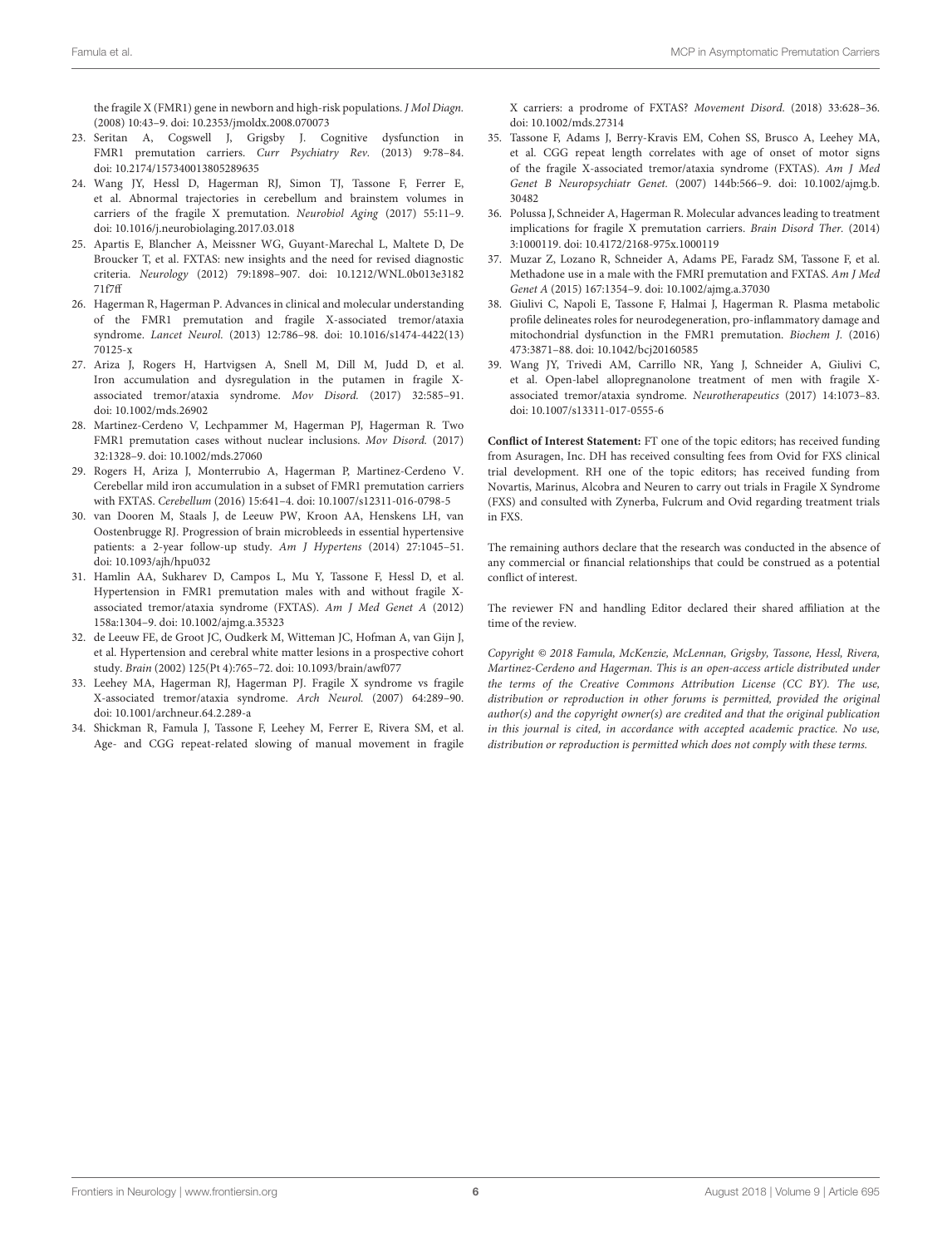the fragile X (FMR1) gene in newborn and high-risk populations. *J Mol Diagn.* (2008) 10:43–9. doi: 10.2353/jmoldx.2008.070073

23. Seritan A, Cogswell J, Grigsby J. Cognitive dysfunction in FMR1 premutation carriers. *Curr Psychiatry Rev.* (2013) 9:78–84. doi: 10.2174/157340013805289635
24. Wang JY, Hessl D, Hagerman RJ, Simon TJ, Tassone F, Ferrer E, et al. Abnormal trajectories in cerebellum and brainstem volumes in carriers of the fragile X premutation. *Neurobiol Aging* (2017) 55:11–9. doi: 10.1016/j.neurobiolaging.2017.03.018
25. Apartis E, Blancher A, Meissner WG, Guyant-Marechal L, Maltete D, De Broucker T, et al. FXTAS: new insights and the need for revised diagnostic criteria. *Neurology* (2012) 79:1898–907. doi: 10.1212/WNL.0b013e318271f7ff
26. Hagerman R, Hagerman P. Advances in clinical and molecular understanding of the FMR1 premutation and fragile X-associated tremor/ataxia syndrome. *Lancet Neurol.* (2013) 12:786–98. doi: 10.1016/s1474-4422(13)70125-x
27. Ariza J, Rogers H, Hartvigsen A, Snell M, Dill M, Judd D, et al. Iron accumulation and dysregulation in the putamen in fragile X-associated tremor/ataxia syndrome. *Mov Disord.* (2017) 32:585–91. doi: 10.1002/mds.26902
28. Martinez-Cerdeno V, Lechpammer M, Hagerman PJ, Hagerman R. Two FMR1 premutation cases without nuclear inclusions. *Mov Disord.* (2017) 32:1328–9. doi: 10.1002/mds.27060
29. Rogers H, Ariza J, Monterrubio A, Hagerman P, Martinez-Cerdeno V. Cerebellar mild iron accumulation in a subset of FMR1 premutation carriers with FXTAS. *Cerebellum* (2016) 15:641–4. doi: 10.1007/s12311-016-0798-5
30. van Dooren M, Staals J, de Leeuw PW, Kroon AA, Henskens LH, van Oostenbrugge RJ. Progression of brain microbleeds in essential hypertensive patients: a 2-year follow-up study. *Am J Hypertens* (2014) 27:1045–51. doi: 10.1093/ajh/hpu032
31. Hamlin AA, Sukharev D, Campos L, Mu Y, Tassone F, Hessl D, et al. Hypertension in FMR1 premutation males with and without fragile X-associated tremor/ataxia syndrome (FXTAS). *Am J Med Genet A* (2012) 158a:1304–9. doi: 10.1002/ajmg.a.35323
32. de Leeuw FE, de Groot JC, Oudkerk M, Witteman JC, Hofman A, van Gijn J, et al. Hypertension and cerebral white matter lesions in a prospective cohort study. *Brain* (2002) 125(Pt 4):765–72. doi: 10.1093/brain/awf077
33. Leehey MA, Hagerman RJ, Hagerman PJ. Fragile X syndrome vs fragile X-associated tremor/ataxia syndrome. *Arch Neurol.* (2007) 64:289–90. doi: 10.1001/archneur.64.2.289-a
34. Shickman R, Famula J, Tassone F, Leehey M, Ferrer E, Rivera SM, et al. Age- and CGG repeat-related slowing of manual movement in fragile X carriers: a prodrome of FXTAS? *Movement Disord.* (2018) 33:628–36. doi: 10.1002/mds.27314
35. Tassone F, Adams J, Berry-Kravis EM, Cohen SS, Brusco A, Leehey MA, et al. CGG repeat length correlates with age of onset of motor signs of the fragile X-associated tremor/ataxia syndrome (FXTAS). *Am J Med Genet B Neuropsychiatr Genet.* (2007) 144b:566–9. doi: 10.1002/ajmg.b.30482
36. Polussa J, Schneider A, Hagerman R. Molecular advances leading to treatment implications for fragile X premutation carriers. *Brain Disord Ther.* (2014) 3:1000119. doi: 10.4172/2168-975x.1000119
37. Muzar Z, Lozano R, Schneider A, Adams PE, Faradz SM, Tassone F, et al. Methadone use in a male with the FMRI premutation and FXTAS. *Am J Med Genet A* (2015) 167:1354–9. doi: 10.1002/ajmg.a.37030
38. Giulivi C, Napoli E, Tassone F, Halmai J, Hagerman R. Plasma metabolic profile delineates roles for neurodegeneration, pro-inflammatory damage and mitochondrial dysfunction in the FMR1 premutation. *Biochem J.* (2016) 473:3871–88. doi: 10.1042/bcj20160585
39. Wang JY, Trivedi AM, Carrillo NR, Yang J, Schneider A, Giulivi C, et al. Open-label allopregnanolone treatment of men with fragile X-associated tremor/ataxia syndrome. *Neurotherapeutics* (2017) 14:1073–83. doi: 10.1007/s13311-017-0555-6

**Conflict of Interest Statement:** FT one of the topic editors; has received funding from Asuragen, Inc. DH has received consulting fees from Ovid for FXS clinical trial development. RH one of the topic editors; has received funding from Novartis, Marinus, Alcobra and Neuren to carry out trials in Fragile X Syndrome (FXS) and consulted with Zynerba, Fulcrum and Ovid regarding treatment trials in FXS.

The remaining authors declare that the research was conducted in the absence of any commercial or financial relationships that could be construed as a potential conflict of interest.

The reviewer FN and handling Editor declared their shared affiliation at the time of the review.

*Copyright © 2018 Famula, McKenzie, McLennan, Grigsby, Tassone, Hessl, Rivera, Martinez-Cerdeno and Hagerman. This is an open-access article distributed under the terms of the Creative Commons Attribution License (CC BY). The use, distribution or reproduction in other forums is permitted, provided the original author(s) and the copyright owner(s) are credited and that the original publication in this journal is cited, in accordance with accepted academic practice. No use, distribution or reproduction is permitted which does not comply with these terms.*